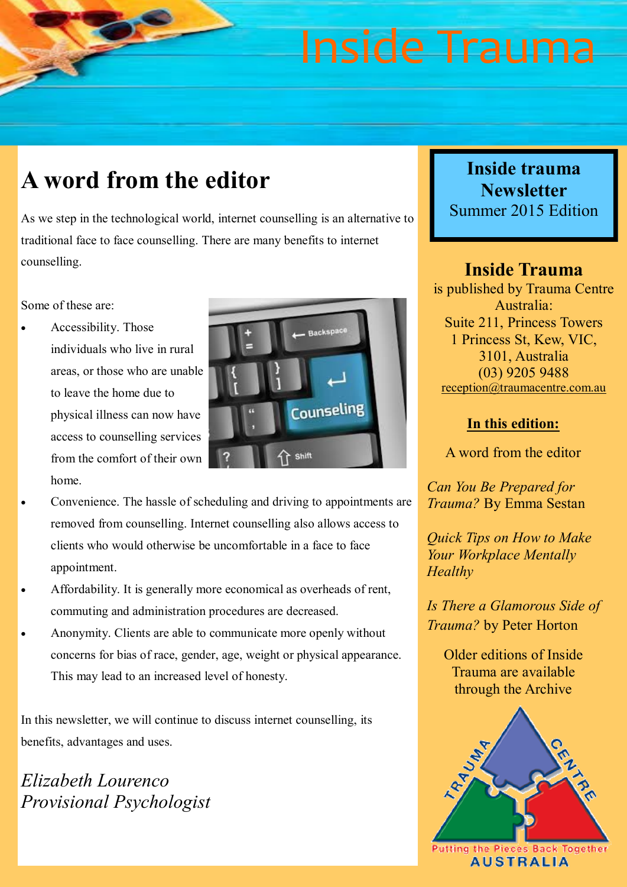# Inside Trauma

## A word from the editor

As we step in the technological world, internet counselling is an alternative to traditional face to face counselling. There are many benefits to internet counselling.

Some of these are:

- Accessibility. Those individuals who live in rural areas, or those who are unable to leave the home due to physical illness can now have access to counselling services from the comfort of their own home.
- Convenience. The hassle of scheduling and driving to appointments are removed from counselling. Internet counselling also allows access to clients who would otherwise be uncomfortable in a face to face appointment.
- Affordability. It is generally more economical as overheads of rent, commuting and administration procedures are decreased.
- Anonymity. Clients are able to communicate more openly without concerns for bias of race, gender, age, weight or physical appearance. This may lead to an increased level of honesty.

In this newsletter, we will continue to discuss internet counselling, its benefits, advantages and uses.

*Elizabeth Lourenco*
*Provisional Psychologist*

**Inside trauma Newsletter**
Summer 2015 Edition

**Inside Trauma**
is published by Trauma Centre Australia:
Suite 211, Princess Towers
1 Princess St, Kew, VIC, 3101, Australia
(03) 9205 9488
reception@traumacentre.com.au

**In this edition:**

A word from the editor

*Can You Be Prepared for Trauma?* By Emma Sestan

*Quick Tips on How to Make Your Workplace Mentally Healthy*

*Is There a Glamorous Side of Trauma?* by Peter Horton

Older editions of Inside Trauma are available through the Archive

TRAUMA CENTRE
Putting the Pieces Back Together
AUSTRALIA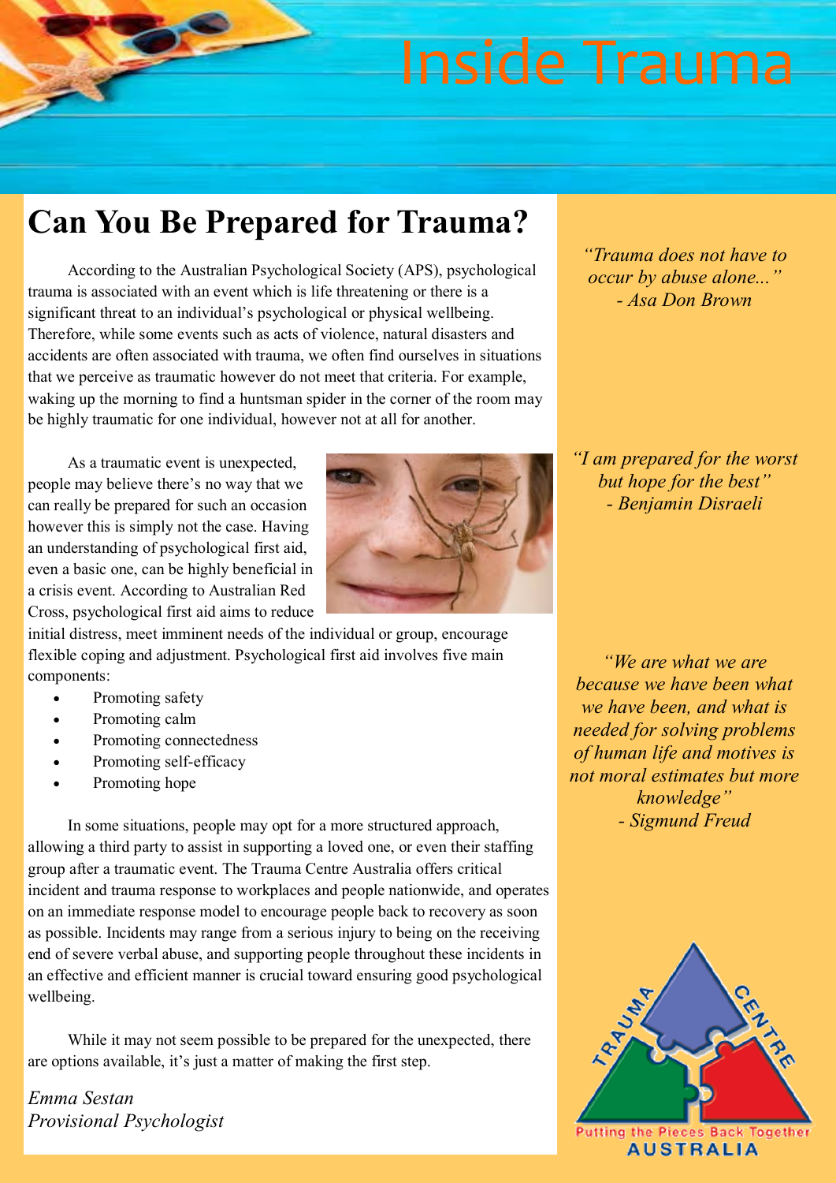# Inside Trauma

## Can You Be Prepared for Trauma?

According to the Australian Psychological Society (APS), psychological trauma is associated with an event which is life threatening or there is a significant threat to an individual's psychological or physical wellbeing. Therefore, while some events such as acts of violence, natural disasters and accidents are often associated with trauma, we often find ourselves in situations that we perceive as traumatic however do not meet that criteria. For example, waking up the morning to find a huntsman spider in the corner of the room may be highly traumatic for one individual, however not at all for another.

As a traumatic event is unexpected, people may believe there's no way that we can really be prepared for such an occasion however this is simply not the case. Having an understanding of psychological first aid, even a basic one, can be highly beneficial in a crisis event. According to Australian Red Cross, psychological first aid aims to reduce initial distress, meet imminent needs of the individual or group, encourage flexible coping and adjustment. Psychological first aid involves five main components:

- Promoting safety
- Promoting calm
- Promoting connectedness
- Promoting self-efficacy
- Promoting hope

In some situations, people may opt for a more structured approach, allowing a third party to assist in supporting a loved one, or even their staffing group after a traumatic event. The Trauma Centre Australia offers critical incident and trauma response to workplaces and people nationwide, and operates on an immediate response model to encourage people back to recovery as soon as possible. Incidents may range from a serious injury to being on the receiving end of severe verbal abuse, and supporting people throughout these incidents in an effective and efficient manner is crucial toward ensuring good psychological wellbeing.

While it may not seem possible to be prepared for the unexpected, there are options available, it's just a matter of making the first step.

*Emma Sestan*
*Provisional Psychologist*

*"Trauma does not have to occur by abuse alone..."*
*- Asa Don Brown*

*"I am prepared for the worst but hope for the best"*
*- Benjamin Disraeli*

*"We are what we are because we have been what we have been, and what is needed for solving problems of human life and motives is not moral estimates but more knowledge"*
*- Sigmund Freud*

TRAUMA CENTRE
Putting the Pieces Back Together
AUSTRALIA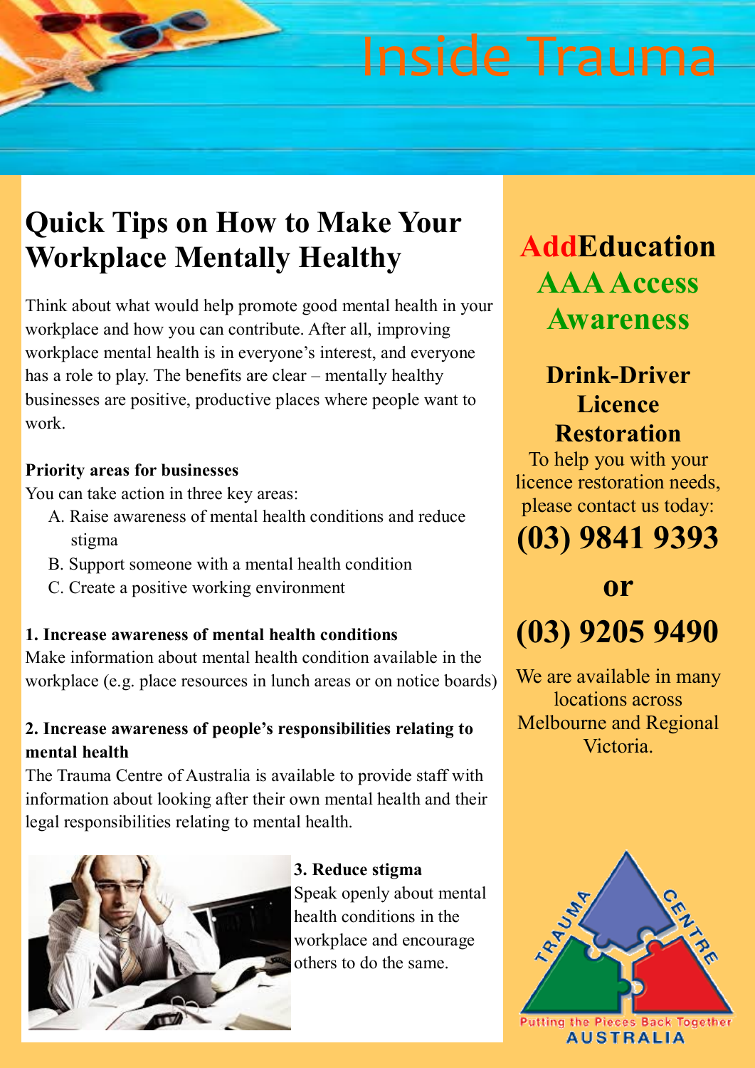# Inside Trauma

## Quick Tips on How to Make Your Workplace Mentally Healthy

Think about what would help promote good mental health in your workplace and how you can contribute. After all, improving workplace mental health is in everyone's interest, and everyone has a role to play. The benefits are clear – mentally healthy businesses are positive, productive places where people want to work.

**Priority areas for businesses**

You can take action in three key areas:

A. Raise awareness of mental health conditions and reduce stigma
B. Support someone with a mental health condition
C. Create a positive working environment

**1. Increase awareness of mental health conditions**

Make information about mental health condition available in the workplace (e.g. place resources in lunch areas or on notice boards)

**2. Increase awareness of people's responsibilities relating to mental health**

The Trauma Centre of Australia is available to provide staff with information about looking after their own mental health and their legal responsibilities relating to mental health.

**3. Reduce stigma**

Speak openly about mental health conditions in the workplace and encourage others to do the same.

## AddEducation AAA Access Awareness

### Drink-Driver Licence Restoration

To help you with your licence restoration needs, please contact us today:

**(03) 9841 9393**

**or**

**(03) 9205 9490**

We are available in many locations across Melbourne and Regional Victoria.

TRAUMA CENTRE
Putting the Pieces Back Together
AUSTRALIA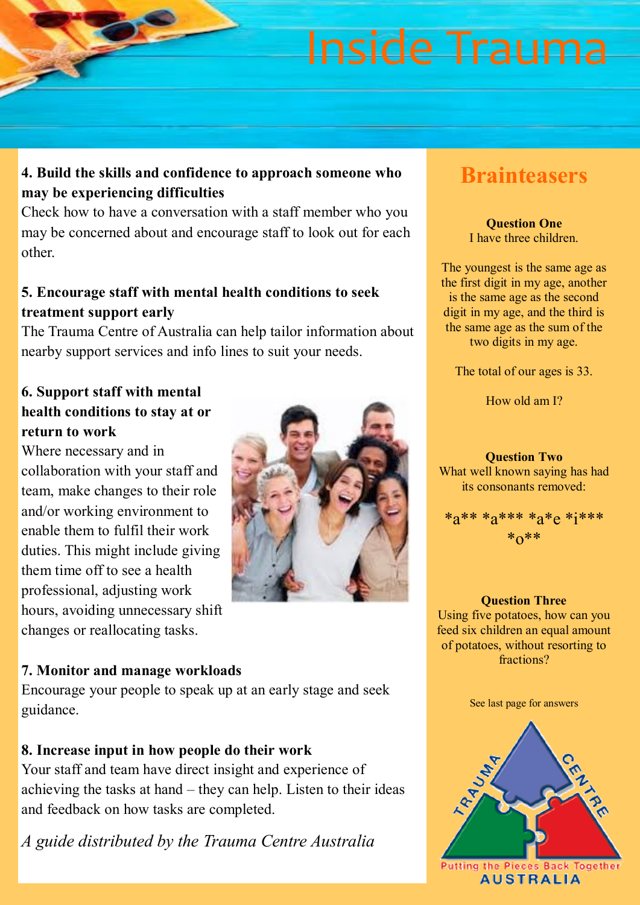# Inside Trauma

**4. Build the skills and confidence to approach someone who may be experiencing difficulties**

Check how to have a conversation with a staff member who you may be concerned about and encourage staff to look out for each other.

**5. Encourage staff with mental health conditions to seek treatment support early**

The Trauma Centre of Australia can help tailor information about nearby support services and info lines to suit your needs.

**6. Support staff with mental health conditions to stay at or return to work**

Where necessary and in collaboration with your staff and team, make changes to their role and/or working environment to enable them to fulfil their work duties. This might include giving them time off to see a health professional, adjusting work hours, avoiding unnecessary shift changes or reallocating tasks.

**7. Monitor and manage workloads**

Encourage your people to speak up at an early stage and seek guidance.

**8. Increase input in how people do their work**

Your staff and team have direct insight and experience of achieving the tasks at hand – they can help. Listen to their ideas and feedback on how tasks are completed.

*A guide distributed by the Trauma Centre Australia*

## Brainteasers

**Question One**

I have three children.

The youngest is the same age as the first digit in my age, another is the same age as the second digit in my age, and the third is the same age as the sum of the two digits in my age.

The total of our ages is 33.

How old am I?

**Question Two**

What well known saying has had its consonants removed:

*a** *a*** *a*e *i*** *o**

**Question Three**

Using five potatoes, how can you feed six children an equal amount of potatoes, without resorting to fractions?

See last page for answers

TRAUMA CENTRE

Putting the Pieces Back Together

AUSTRALIA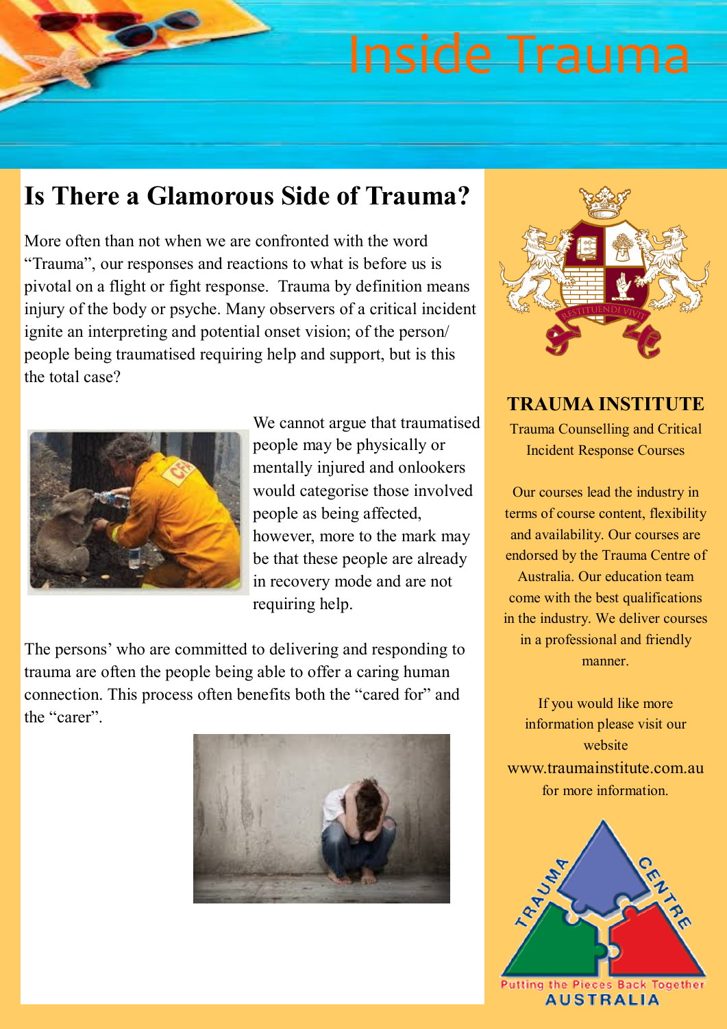# Inside Trauma

## Is There a Glamorous Side of Trauma?

More often than not when we are confronted with the word "Trauma", our responses and reactions to what is before us is pivotal on a flight or fight response. Trauma by definition means injury of the body or psyche. Many observers of a critical incident ignite an interpreting and potential onset vision; of the person/ people being traumatised requiring help and support, but is this the total case?

We cannot argue that traumatised people may be physically or mentally injured and onlookers would categorise those involved people as being affected, however, more to the mark may be that these people are already in recovery mode and are not requiring help.

The persons' who are committed to delivering and responding to trauma are often the people being able to offer a caring human connection. This process often benefits both the "cared for" and the "carer".

### TRAUMA INSTITUTE

Trauma Counselling and Critical Incident Response Courses

Our courses lead the industry in terms of course content, flexibility and availability. Our courses are endorsed by the Trauma Centre of Australia. Our education team come with the best qualifications in the industry. We deliver courses in a professional and friendly manner.

If you would like more information please visit our website www.traumainstitute.com.au for more information.

TRAUMA CENTRE
Putting the Pieces Back Together
AUSTRALIA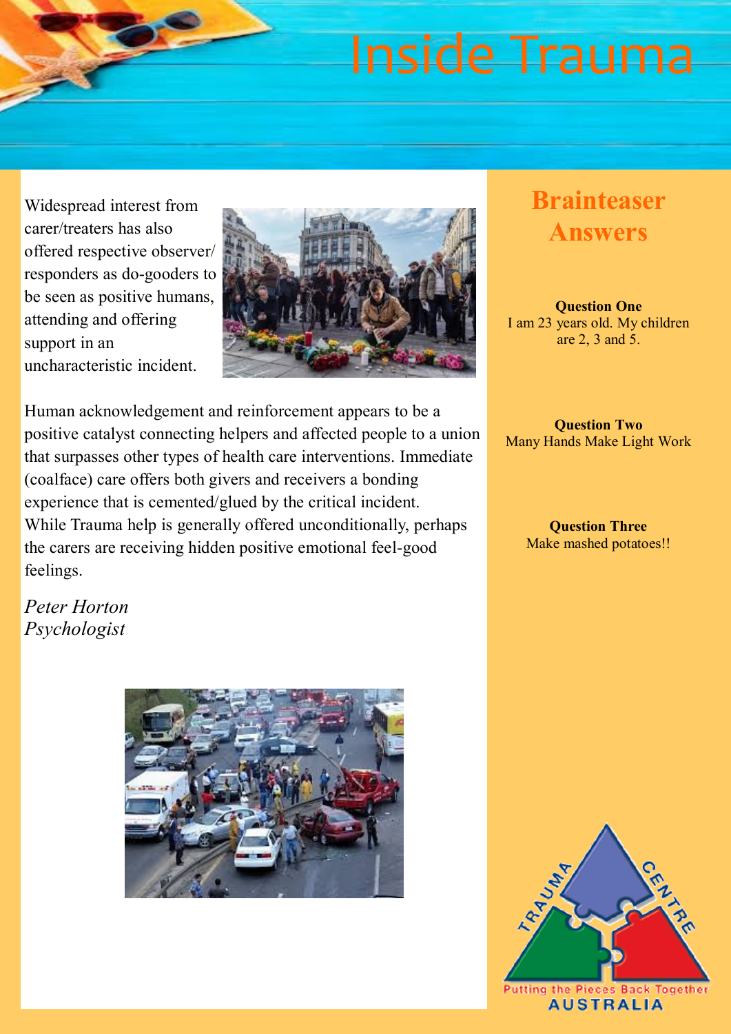# Inside Trauma

Widespread interest from carer/treaters has also offered respective observer/ responders as do-gooders to be seen as positive humans, attending and offering support in an uncharacteristic incident.

Human acknowledgement and reinforcement appears to be a positive catalyst connecting helpers and affected people to a union that surpasses other types of health care interventions. Immediate (coalface) care offers both givers and receivers a bonding experience that is cemented/glued by the critical incident. While Trauma help is generally offered unconditionally, perhaps the carers are receiving hidden positive emotional feel-good feelings.

*Peter Horton*
*Psychologist*

## Brainteaser Answers

**Question One**
I am 23 years old. My children are 2, 3 and 5.

**Question Two**
Many Hands Make Light Work

**Question Three**
Make mashed potatoes!!

TRAUMA CENTRE
Putting the Pieces Back Together
AUSTRALIA